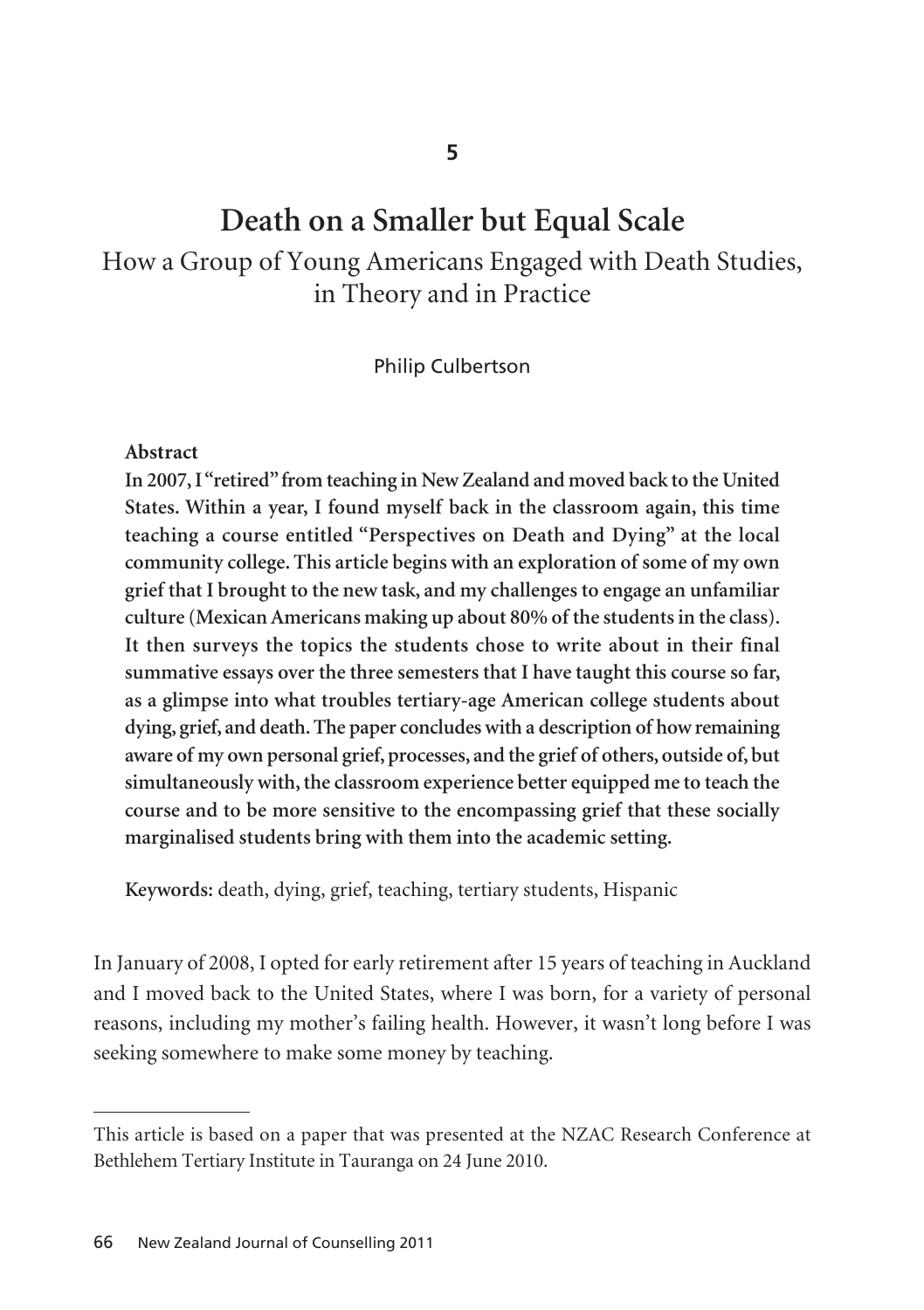5

# Death on a Smaller but Equal Scale

## How a Group of Young Americans Engaged with Death Studies, in Theory and in Practice

Philip Culbertson

**Abstract**

**In 2007, I "retired" from teaching in New Zealand and moved back to the United States. Within a year, I found myself back in the classroom again, this time teaching a course entitled "Perspectives on Death and Dying" at the local community college. This article begins with an exploration of some of my own grief that I brought to the new task, and my challenges to engage an unfamiliar culture (Mexican Americans making up about 80% of the students in the class). It then surveys the topics the students chose to write about in their final summative essays over the three semesters that I have taught this course so far, as a glimpse into what troubles tertiary-age American college students about dying, grief, and death. The paper concludes with a description of how remaining aware of my own personal grief, processes, and the grief of others, outside of, but simultaneously with, the classroom experience better equipped me to teach the course and to be more sensitive to the encompassing grief that these socially marginalised students bring with them into the academic setting.**

**Keywords:** death, dying, grief, teaching, tertiary students, Hispanic

In January of 2008, I opted for early retirement after 15 years of teaching in Auckland and I moved back to the United States, where I was born, for a variety of personal reasons, including my mother's failing health. However, it wasn't long before I was seeking somewhere to make some money by teaching.

---

This article is based on a paper that was presented at the NZAC Research Conference at Bethlehem Tertiary Institute in Tauranga on 24 June 2010.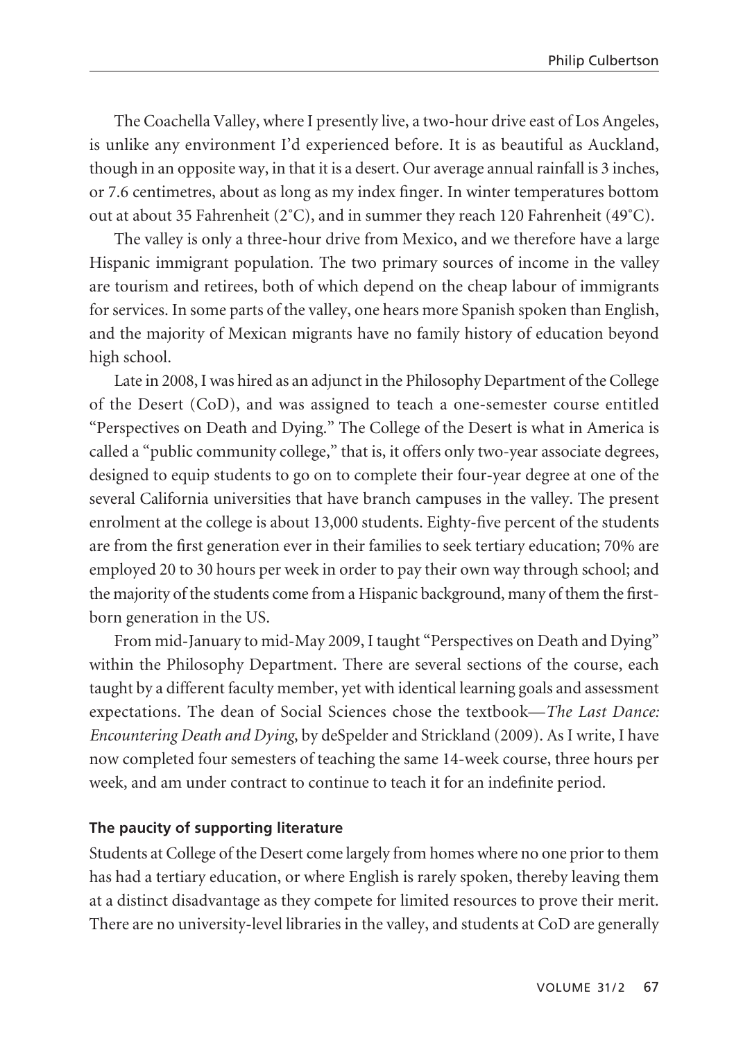The Coachella Valley, where I presently live, a two-hour drive east of Los Angeles, is unlike any environment I'd experienced before. It is as beautiful as Auckland, though in an opposite way, in that it is a desert. Our average annual rainfall is 3 inches, or 7.6 centimetres, about as long as my index finger. In winter temperatures bottom out at about 35 Fahrenheit (2˚C), and in summer they reach 120 Fahrenheit (49˚C).

The valley is only a three-hour drive from Mexico, and we therefore have a large Hispanic immigrant population. The two primary sources of income in the valley are tourism and retirees, both of which depend on the cheap labour of immigrants for services. In some parts of the valley, one hears more Spanish spoken than English, and the majority of Mexican migrants have no family history of education beyond high school.

Late in 2008, I was hired as an adjunct in the Philosophy Department of the College of the Desert (CoD), and was assigned to teach a one-semester course entitled "Perspectives on Death and Dying." The College of the Desert is what in America is called a "public community college," that is, it offers only two-year associate degrees, designed to equip students to go on to complete their four-year degree at one of the several California universities that have branch campuses in the valley. The present enrolment at the college is about 13,000 students. Eighty-five percent of the students are from the first generation ever in their families to seek tertiary education; 70% are employed 20 to 30 hours per week in order to pay their own way through school; and the majority of the students come from a Hispanic background, many of them the first-born generation in the US.

From mid-January to mid-May 2009, I taught "Perspectives on Death and Dying" within the Philosophy Department. There are several sections of the course, each taught by a different faculty member, yet with identical learning goals and assessment expectations. The dean of Social Sciences chose the textbook—*The Last Dance: Encountering Death and Dying*, by deSpelder and Strickland (2009). As I write, I have now completed four semesters of teaching the same 14-week course, three hours per week, and am under contract to continue to teach it for an indefinite period.

### The paucity of supporting literature

Students at College of the Desert come largely from homes where no one prior to them has had a tertiary education, or where English is rarely spoken, thereby leaving them at a distinct disadvantage as they compete for limited resources to prove their merit. There are no university-level libraries in the valley, and students at CoD are generally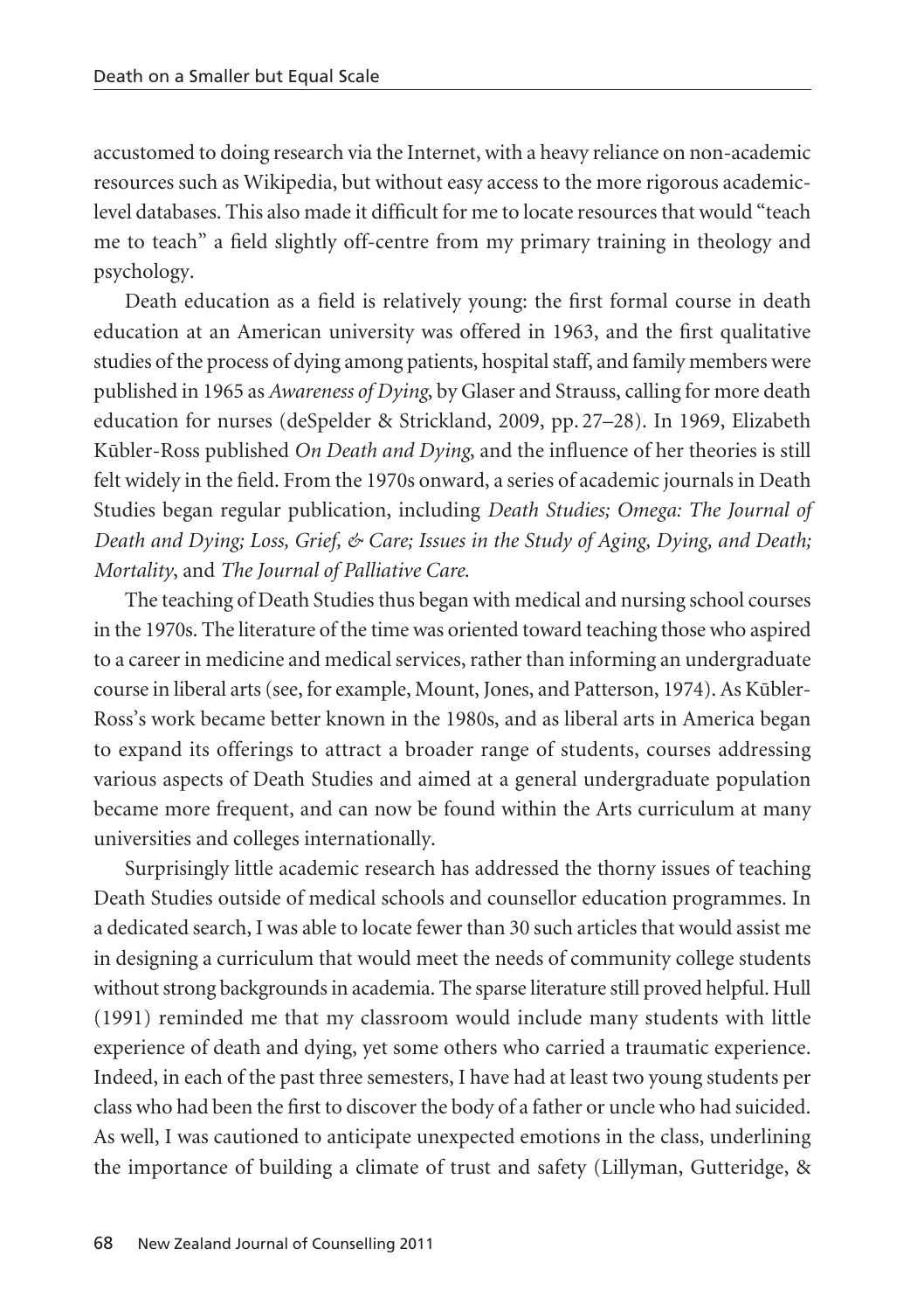accustomed to doing research via the Internet, with a heavy reliance on non-academic resources such as Wikipedia, but without easy access to the more rigorous academic-level databases. This also made it difficult for me to locate resources that would "teach me to teach" a field slightly off-centre from my primary training in theology and psychology.

Death education as a field is relatively young: the first formal course in death education at an American university was offered in 1963, and the first qualitative studies of the process of dying among patients, hospital staff, and family members were published in 1965 as *Awareness of Dying*, by Glaser and Strauss, calling for more death education for nurses (deSpelder & Strickland, 2009, pp. 27–28). In 1969, Elizabeth Kūbler-Ross published *On Death and Dying*, and the influence of her theories is still felt widely in the field. From the 1970s onward, a series of academic journals in Death Studies began regular publication, including *Death Studies; Omega: The Journal of Death and Dying; Loss, Grief, & Care; Issues in the Study of Aging, Dying, and Death; Mortality*, and *The Journal of Palliative Care*.

The teaching of Death Studies thus began with medical and nursing school courses in the 1970s. The literature of the time was oriented toward teaching those who aspired to a career in medicine and medical services, rather than informing an undergraduate course in liberal arts (see, for example, Mount, Jones, and Patterson, 1974). As Kūbler-Ross's work became better known in the 1980s, and as liberal arts in America began to expand its offerings to attract a broader range of students, courses addressing various aspects of Death Studies and aimed at a general undergraduate population became more frequent, and can now be found within the Arts curriculum at many universities and colleges internationally.

Surprisingly little academic research has addressed the thorny issues of teaching Death Studies outside of medical schools and counsellor education programmes. In a dedicated search, I was able to locate fewer than 30 such articles that would assist me in designing a curriculum that would meet the needs of community college students without strong backgrounds in academia. The sparse literature still proved helpful. Hull (1991) reminded me that my classroom would include many students with little experience of death and dying, yet some others who carried a traumatic experience. Indeed, in each of the past three semesters, I have had at least two young students per class who had been the first to discover the body of a father or uncle who had suicided. As well, I was cautioned to anticipate unexpected emotions in the class, underlining the importance of building a climate of trust and safety (Lillyman, Gutteridge, &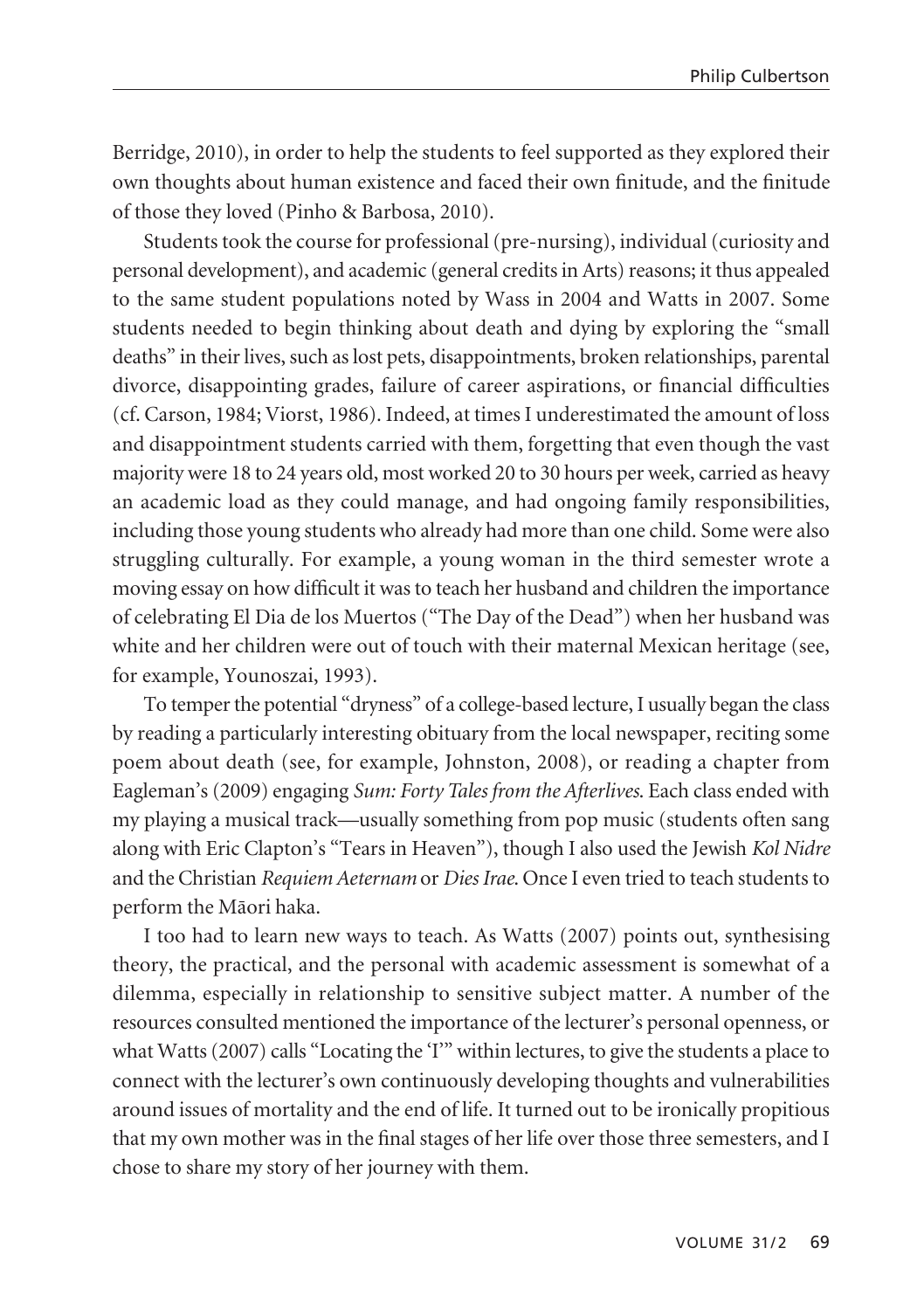Berridge, 2010), in order to help the students to feel supported as they explored their own thoughts about human existence and faced their own finitude, and the finitude of those they loved (Pinho & Barbosa, 2010).

Students took the course for professional (pre-nursing), individual (curiosity and personal development), and academic (general credits in Arts) reasons; it thus appealed to the same student populations noted by Wass in 2004 and Watts in 2007. Some students needed to begin thinking about death and dying by exploring the "small deaths" in their lives, such as lost pets, disappointments, broken relationships, parental divorce, disappointing grades, failure of career aspirations, or financial difficulties (cf. Carson, 1984; Viorst, 1986). Indeed, at times I underestimated the amount of loss and disappointment students carried with them, forgetting that even though the vast majority were 18 to 24 years old, most worked 20 to 30 hours per week, carried as heavy an academic load as they could manage, and had ongoing family responsibilities, including those young students who already had more than one child. Some were also struggling culturally. For example, a young woman in the third semester wrote a moving essay on how difficult it was to teach her husband and children the importance of celebrating El Dia de los Muertos ("The Day of the Dead") when her husband was white and her children were out of touch with their maternal Mexican heritage (see, for example, Younoszai, 1993).

To temper the potential "dryness" of a college-based lecture, I usually began the class by reading a particularly interesting obituary from the local newspaper, reciting some poem about death (see, for example, Johnston, 2008), or reading a chapter from Eagleman's (2009) engaging *Sum: Forty Tales from the Afterlives*. Each class ended with my playing a musical track—usually something from pop music (students often sang along with Eric Clapton's "Tears in Heaven"), though I also used the Jewish *Kol Nidre* and the Christian *Requiem Aeternam* or *Dies Irae*. Once I even tried to teach students to perform the Māori haka.

I too had to learn new ways to teach. As Watts (2007) points out, synthesising theory, the practical, and the personal with academic assessment is somewhat of a dilemma, especially in relationship to sensitive subject matter. A number of the resources consulted mentioned the importance of the lecturer's personal openness, or what Watts (2007) calls "Locating the 'I'" within lectures, to give the students a place to connect with the lecturer's own continuously developing thoughts and vulnerabilities around issues of mortality and the end of life. It turned out to be ironically propitious that my own mother was in the final stages of her life over those three semesters, and I chose to share my story of her journey with them.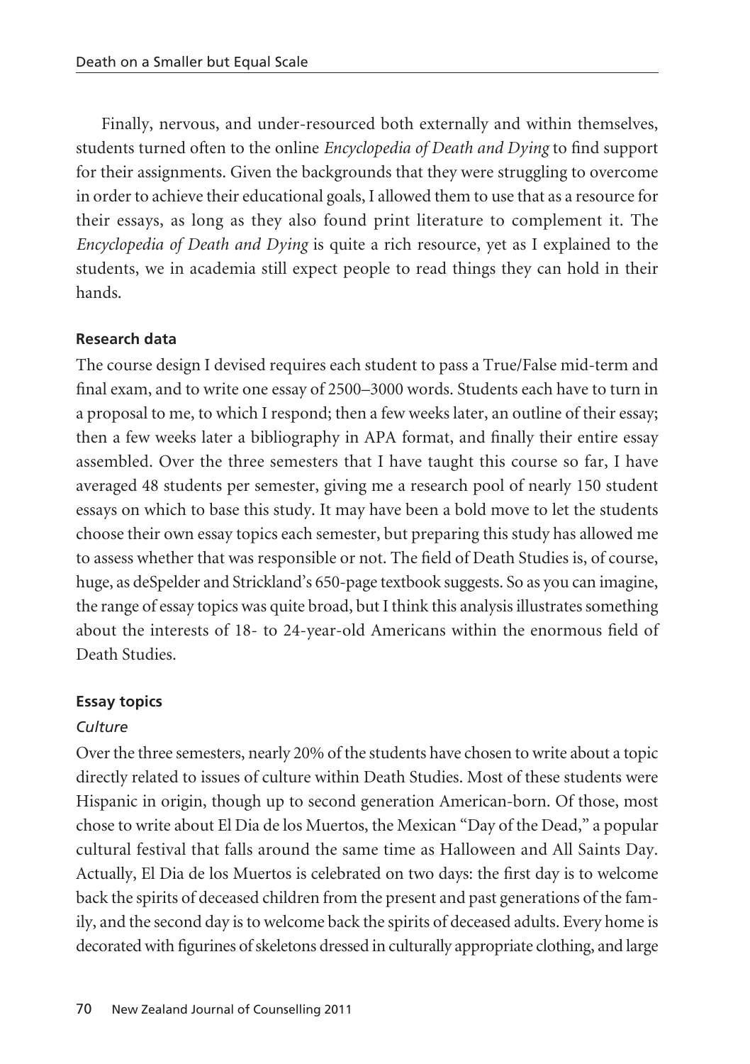Finally, nervous, and under-resourced both externally and within themselves, students turned often to the online *Encyclopedia of Death and Dying* to find support for their assignments. Given the backgrounds that they were struggling to overcome in order to achieve their educational goals, I allowed them to use that as a resource for their essays, as long as they also found print literature to complement it. The *Encyclopedia of Death and Dying* is quite a rich resource, yet as I explained to the students, we in academia still expect people to read things they can hold in their hands.

### Research data

The course design I devised requires each student to pass a True/False mid-term and final exam, and to write one essay of 2500–3000 words. Students each have to turn in a proposal to me, to which I respond; then a few weeks later, an outline of their essay; then a few weeks later a bibliography in APA format, and finally their entire essay assembled. Over the three semesters that I have taught this course so far, I have averaged 48 students per semester, giving me a research pool of nearly 150 student essays on which to base this study. It may have been a bold move to let the students choose their own essay topics each semester, but preparing this study has allowed me to assess whether that was responsible or not. The field of Death Studies is, of course, huge, as deSpelder and Strickland's 650-page textbook suggests. So as you can imagine, the range of essay topics was quite broad, but I think this analysis illustrates something about the interests of 18- to 24-year-old Americans within the enormous field of Death Studies.

### Essay topics

#### *Culture*

Over the three semesters, nearly 20% of the students have chosen to write about a topic directly related to issues of culture within Death Studies. Most of these students were Hispanic in origin, though up to second generation American-born. Of those, most chose to write about El Dia de los Muertos, the Mexican "Day of the Dead," a popular cultural festival that falls around the same time as Halloween and All Saints Day. Actually, El Dia de los Muertos is celebrated on two days: the first day is to welcome back the spirits of deceased children from the present and past generations of the family, and the second day is to welcome back the spirits of deceased adults. Every home is decorated with figurines of skeletons dressed in culturally appropriate clothing, and large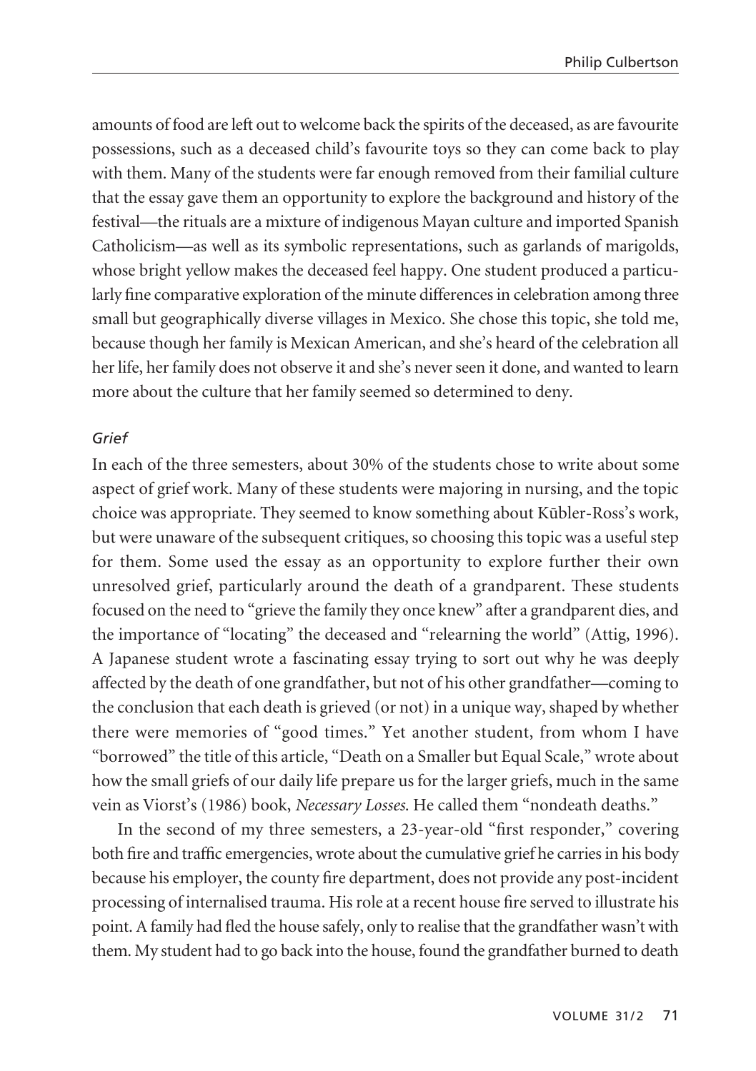amounts of food are left out to welcome back the spirits of the deceased, as are favourite possessions, such as a deceased child's favourite toys so they can come back to play with them. Many of the students were far enough removed from their familial culture that the essay gave them an opportunity to explore the background and history of the festival—the rituals are a mixture of indigenous Mayan culture and imported Spanish Catholicism—as well as its symbolic representations, such as garlands of marigolds, whose bright yellow makes the deceased feel happy. One student produced a particularly fine comparative exploration of the minute differences in celebration among three small but geographically diverse villages in Mexico. She chose this topic, she told me, because though her family is Mexican American, and she's heard of the celebration all her life, her family does not observe it and she's never seen it done, and wanted to learn more about the culture that her family seemed so determined to deny.

### *Grief*

In each of the three semesters, about 30% of the students chose to write about some aspect of grief work. Many of these students were majoring in nursing, and the topic choice was appropriate. They seemed to know something about Kūbler-Ross's work, but were unaware of the subsequent critiques, so choosing this topic was a useful step for them. Some used the essay as an opportunity to explore further their own unresolved grief, particularly around the death of a grandparent. These students focused on the need to "grieve the family they once knew" after a grandparent dies, and the importance of "locating" the deceased and "relearning the world" (Attig, 1996). A Japanese student wrote a fascinating essay trying to sort out why he was deeply affected by the death of one grandfather, but not of his other grandfather—coming to the conclusion that each death is grieved (or not) in a unique way, shaped by whether there were memories of "good times." Yet another student, from whom I have "borrowed" the title of this article, "Death on a Smaller but Equal Scale," wrote about how the small griefs of our daily life prepare us for the larger griefs, much in the same vein as Viorst's (1986) book, *Necessary Losses.* He called them "nondeath deaths."

In the second of my three semesters, a 23-year-old "first responder," covering both fire and traffic emergencies, wrote about the cumulative grief he carries in his body because his employer, the county fire department, does not provide any post-incident processing of internalised trauma. His role at a recent house fire served to illustrate his point. A family had fled the house safely, only to realise that the grandfather wasn't with them. My student had to go back into the house, found the grandfather burned to death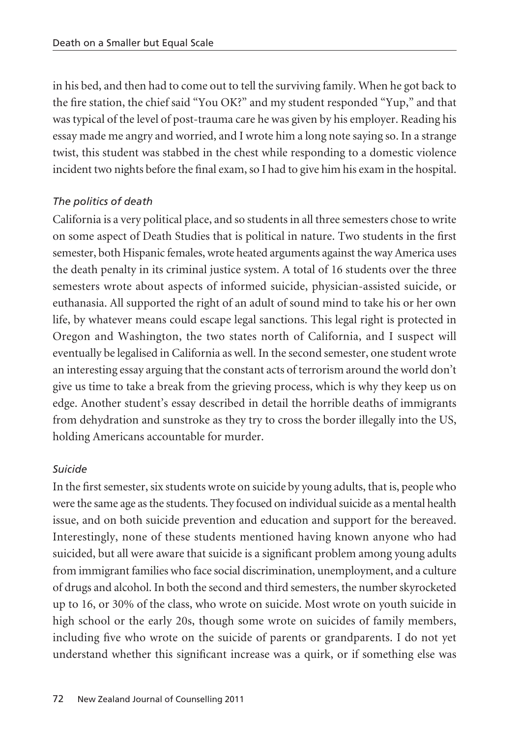in his bed, and then had to come out to tell the surviving family. When he got back to the fire station, the chief said "You OK?" and my student responded "Yup," and that was typical of the level of post-trauma care he was given by his employer. Reading his essay made me angry and worried, and I wrote him a long note saying so. In a strange twist, this student was stabbed in the chest while responding to a domestic violence incident two nights before the final exam, so I had to give him his exam in the hospital.

### *The politics of death*

California is a very political place, and so students in all three semesters chose to write on some aspect of Death Studies that is political in nature. Two students in the first semester, both Hispanic females, wrote heated arguments against the way America uses the death penalty in its criminal justice system. A total of 16 students over the three semesters wrote about aspects of informed suicide, physician-assisted suicide, or euthanasia. All supported the right of an adult of sound mind to take his or her own life, by whatever means could escape legal sanctions. This legal right is protected in Oregon and Washington, the two states north of California, and I suspect will eventually be legalised in California as well. In the second semester, one student wrote an interesting essay arguing that the constant acts of terrorism around the world don't give us time to take a break from the grieving process, which is why they keep us on edge. Another student's essay described in detail the horrible deaths of immigrants from dehydration and sunstroke as they try to cross the border illegally into the US, holding Americans accountable for murder.

### *Suicide*

In the first semester, six students wrote on suicide by young adults, that is, people who were the same age as the students. They focused on individual suicide as a mental health issue, and on both suicide prevention and education and support for the bereaved. Interestingly, none of these students mentioned having known anyone who had suicided, but all were aware that suicide is a significant problem among young adults from immigrant families who face social discrimination, unemployment, and a culture of drugs and alcohol. In both the second and third semesters, the number skyrocketed up to 16, or 30% of the class, who wrote on suicide. Most wrote on youth suicide in high school or the early 20s, though some wrote on suicides of family members, including five who wrote on the suicide of parents or grandparents. I do not yet understand whether this significant increase was a quirk, or if something else was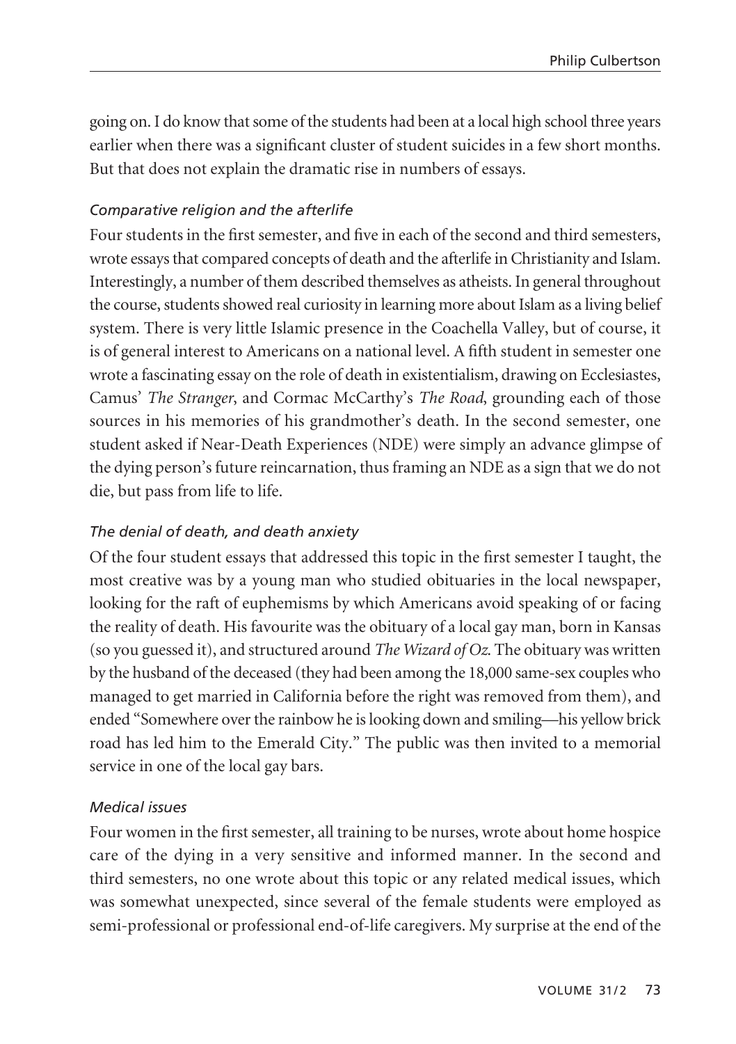going on. I do know that some of the students had been at a local high school three years earlier when there was a significant cluster of student suicides in a few short months. But that does not explain the dramatic rise in numbers of essays.

### *Comparative religion and the afterlife*

Four students in the first semester, and five in each of the second and third semesters, wrote essays that compared concepts of death and the afterlife in Christianity and Islam. Interestingly, a number of them described themselves as atheists. In general throughout the course, students showed real curiosity in learning more about Islam as a living belief system. There is very little Islamic presence in the Coachella Valley, but of course, it is of general interest to Americans on a national level. A fifth student in semester one wrote a fascinating essay on the role of death in existentialism, drawing on Ecclesiastes, Camus' *The Stranger*, and Cormac McCarthy's *The Road*, grounding each of those sources in his memories of his grandmother's death. In the second semester, one student asked if Near-Death Experiences (NDE) were simply an advance glimpse of the dying person's future reincarnation, thus framing an NDE as a sign that we do not die, but pass from life to life.

### *The denial of death, and death anxiety*

Of the four student essays that addressed this topic in the first semester I taught, the most creative was by a young man who studied obituaries in the local newspaper, looking for the raft of euphemisms by which Americans avoid speaking of or facing the reality of death. His favourite was the obituary of a local gay man, born in Kansas (so you guessed it), and structured around *The Wizard of Oz*. The obituary was written by the husband of the deceased (they had been among the 18,000 same-sex couples who managed to get married in California before the right was removed from them), and ended "Somewhere over the rainbow he is looking down and smiling—his yellow brick road has led him to the Emerald City." The public was then invited to a memorial service in one of the local gay bars.

### *Medical issues*

Four women in the first semester, all training to be nurses, wrote about home hospice care of the dying in a very sensitive and informed manner. In the second and third semesters, no one wrote about this topic or any related medical issues, which was somewhat unexpected, since several of the female students were employed as semi-professional or professional end-of-life caregivers. My surprise at the end of the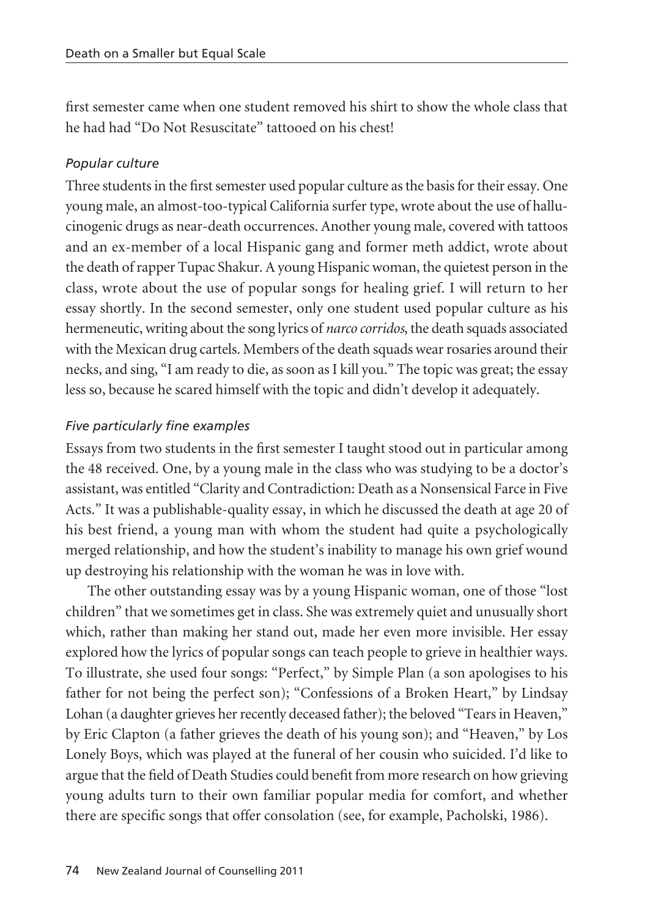first semester came when one student removed his shirt to show the whole class that he had had "Do Not Resuscitate" tattooed on his chest!

### *Popular culture*

Three students in the first semester used popular culture as the basis for their essay. One young male, an almost-too-typical California surfer type, wrote about the use of hallucinogenic drugs as near-death occurrences. Another young male, covered with tattoos and an ex-member of a local Hispanic gang and former meth addict, wrote about the death of rapper Tupac Shakur. A young Hispanic woman, the quietest person in the class, wrote about the use of popular songs for healing grief. I will return to her essay shortly. In the second semester, only one student used popular culture as his hermeneutic, writing about the song lyrics of *narco corridos*, the death squads associated with the Mexican drug cartels. Members of the death squads wear rosaries around their necks, and sing, "I am ready to die, as soon as I kill you." The topic was great; the essay less so, because he scared himself with the topic and didn't develop it adequately.

### *Five particularly fine examples*

Essays from two students in the first semester I taught stood out in particular among the 48 received. One, by a young male in the class who was studying to be a doctor's assistant, was entitled "Clarity and Contradiction: Death as a Nonsensical Farce in Five Acts." It was a publishable-quality essay, in which he discussed the death at age 20 of his best friend, a young man with whom the student had quite a psychologically merged relationship, and how the student's inability to manage his own grief wound up destroying his relationship with the woman he was in love with.

The other outstanding essay was by a young Hispanic woman, one of those "lost children" that we sometimes get in class. She was extremely quiet and unusually short which, rather than making her stand out, made her even more invisible. Her essay explored how the lyrics of popular songs can teach people to grieve in healthier ways. To illustrate, she used four songs: "Perfect," by Simple Plan (a son apologises to his father for not being the perfect son); "Confessions of a Broken Heart," by Lindsay Lohan (a daughter grieves her recently deceased father); the beloved "Tears in Heaven," by Eric Clapton (a father grieves the death of his young son); and "Heaven," by Los Lonely Boys, which was played at the funeral of her cousin who suicided. I'd like to argue that the field of Death Studies could benefit from more research on how grieving young adults turn to their own familiar popular media for comfort, and whether there are specific songs that offer consolation (see, for example, Pacholski, 1986).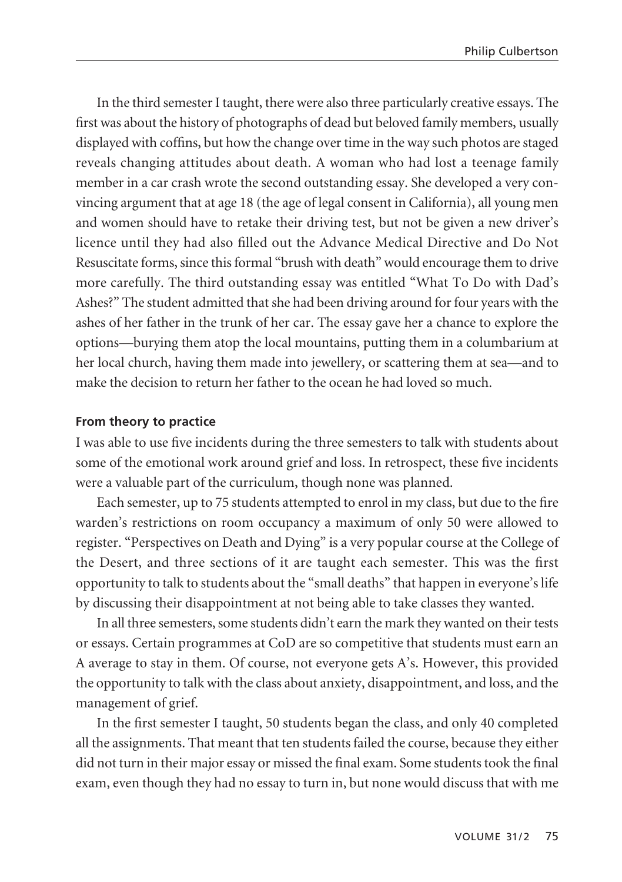In the third semester I taught, there were also three particularly creative essays. The first was about the history of photographs of dead but beloved family members, usually displayed with coffins, but how the change over time in the way such photos are staged reveals changing attitudes about death. A woman who had lost a teenage family member in a car crash wrote the second outstanding essay. She developed a very convincing argument that at age 18 (the age of legal consent in California), all young men and women should have to retake their driving test, but not be given a new driver's licence until they had also filled out the Advance Medical Directive and Do Not Resuscitate forms, since this formal "brush with death" would encourage them to drive more carefully. The third outstanding essay was entitled "What To Do with Dad's Ashes?" The student admitted that she had been driving around for four years with the ashes of her father in the trunk of her car. The essay gave her a chance to explore the options—burying them atop the local mountains, putting them in a columbarium at her local church, having them made into jewellery, or scattering them at sea—and to make the decision to return her father to the ocean he had loved so much.

#### From theory to practice

I was able to use five incidents during the three semesters to talk with students about some of the emotional work around grief and loss. In retrospect, these five incidents were a valuable part of the curriculum, though none was planned.

Each semester, up to 75 students attempted to enrol in my class, but due to the fire warden's restrictions on room occupancy a maximum of only 50 were allowed to register. "Perspectives on Death and Dying" is a very popular course at the College of the Desert, and three sections of it are taught each semester. This was the first opportunity to talk to students about the "small deaths" that happen in everyone's life by discussing their disappointment at not being able to take classes they wanted.

In all three semesters, some students didn't earn the mark they wanted on their tests or essays. Certain programmes at CoD are so competitive that students must earn an A average to stay in them. Of course, not everyone gets A's. However, this provided the opportunity to talk with the class about anxiety, disappointment, and loss, and the management of grief.

In the first semester I taught, 50 students began the class, and only 40 completed all the assignments. That meant that ten students failed the course, because they either did not turn in their major essay or missed the final exam. Some students took the final exam, even though they had no essay to turn in, but none would discuss that with me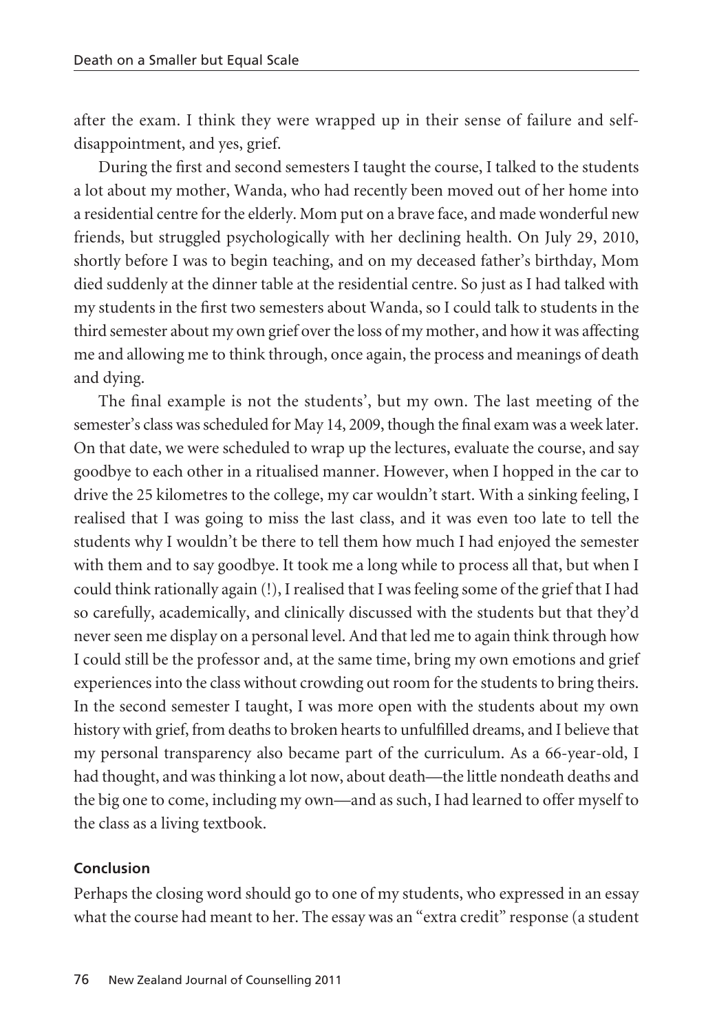after the exam. I think they were wrapped up in their sense of failure and self-disappointment, and yes, grief.

During the first and second semesters I taught the course, I talked to the students a lot about my mother, Wanda, who had recently been moved out of her home into a residential centre for the elderly. Mom put on a brave face, and made wonderful new friends, but struggled psychologically with her declining health. On July 29, 2010, shortly before I was to begin teaching, and on my deceased father's birthday, Mom died suddenly at the dinner table at the residential centre. So just as I had talked with my students in the first two semesters about Wanda, so I could talk to students in the third semester about my own grief over the loss of my mother, and how it was affecting me and allowing me to think through, once again, the process and meanings of death and dying.

The final example is not the students', but my own. The last meeting of the semester's class was scheduled for May 14, 2009, though the final exam was a week later. On that date, we were scheduled to wrap up the lectures, evaluate the course, and say goodbye to each other in a ritualised manner. However, when I hopped in the car to drive the 25 kilometres to the college, my car wouldn't start. With a sinking feeling, I realised that I was going to miss the last class, and it was even too late to tell the students why I wouldn't be there to tell them how much I had enjoyed the semester with them and to say goodbye. It took me a long while to process all that, but when I could think rationally again (!), I realised that I was feeling some of the grief that I had so carefully, academically, and clinically discussed with the students but that they'd never seen me display on a personal level. And that led me to again think through how I could still be the professor and, at the same time, bring my own emotions and grief experiences into the class without crowding out room for the students to bring theirs. In the second semester I taught, I was more open with the students about my own history with grief, from deaths to broken hearts to unfulfilled dreams, and I believe that my personal transparency also became part of the curriculum. As a 66-year-old, I had thought, and was thinking a lot now, about death—the little nondeath deaths and the big one to come, including my own—and as such, I had learned to offer myself to the class as a living textbook.

## Conclusion

Perhaps the closing word should go to one of my students, who expressed in an essay what the course had meant to her. The essay was an "extra credit" response (a student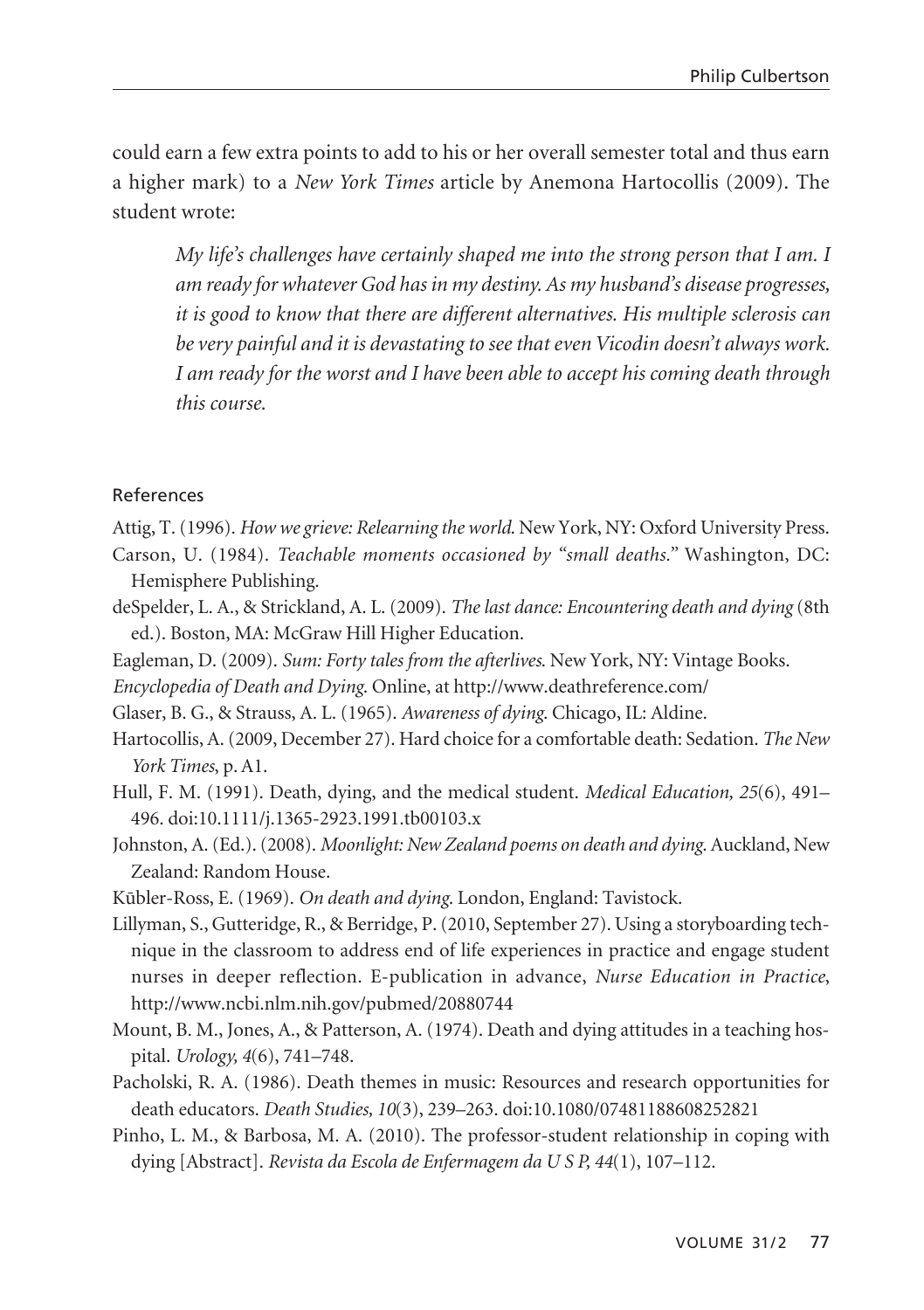could earn a few extra points to add to his or her overall semester total and thus earn a higher mark) to a *New York Times* article by Anemona Hartocollis (2009). The student wrote:

> *My life's challenges have certainly shaped me into the strong person that I am. I am ready for whatever God has in my destiny. As my husband's disease progresses, it is good to know that there are different alternatives. His multiple sclerosis can be very painful and it is devastating to see that even Vicodin doesn't always work. I am ready for the worst and I have been able to accept his coming death through this course.*

### References

Attig, T. (1996). *How we grieve: Relearning the world.* New York, NY: Oxford University Press.

Carson, U. (1984). *Teachable moments occasioned by "small deaths."* Washington, DC: Hemisphere Publishing.

deSpelder, L. A., & Strickland, A. L. (2009). *The last dance: Encountering death and dying* (8th ed.). Boston, MA: McGraw Hill Higher Education.

Eagleman, D. (2009). *Sum: Forty tales from the afterlives.* New York, NY: Vintage Books.

*Encyclopedia of Death and Dying.* Online, at http://www.deathreference.com/

Glaser, B. G., & Strauss, A. L. (1965). *Awareness of dying.* Chicago, IL: Aldine.

Hartocollis, A. (2009, December 27). Hard choice for a comfortable death: Sedation. *The New York Times*, p. A1.

Hull, F. M. (1991). Death, dying, and the medical student. *Medical Education, 25*(6), 491–496. doi:10.1111/j.1365-2923.1991.tb00103.x

Johnston, A. (Ed.). (2008). *Moonlight: New Zealand poems on death and dying.* Auckland, New Zealand: Random House.

Kūbler-Ross, E. (1969). *On death and dying.* London, England: Tavistock.

Lillyman, S., Gutteridge, R., & Berridge, P. (2010, September 27). Using a storyboarding technique in the classroom to address end of life experiences in practice and engage student nurses in deeper reflection. E-publication in advance, *Nurse Education in Practice*, http://www.ncbi.nlm.nih.gov/pubmed/20880744

Mount, B. M., Jones, A., & Patterson, A. (1974). Death and dying attitudes in a teaching hospital. *Urology, 4*(6), 741–748.

Pacholski, R. A. (1986). Death themes in music: Resources and research opportunities for death educators. *Death Studies, 10*(3), 239–263. doi:10.1080/07481188608252821

Pinho, L. M., & Barbosa, M. A. (2010). The professor-student relationship in coping with dying [Abstract]. *Revista da Escola de Enfermagem da U S P, 44*(1), 107–112.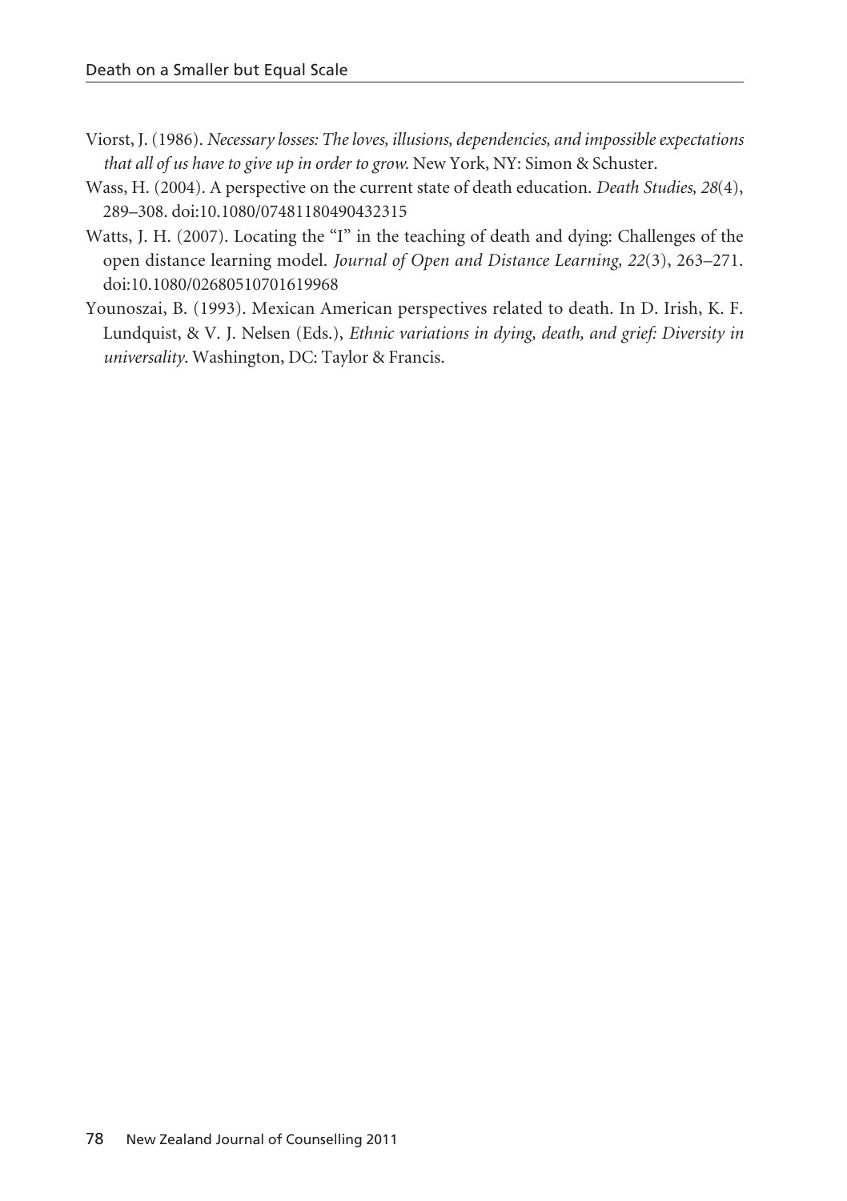Viorst, J. (1986). *Necessary losses: The loves, illusions, dependencies, and impossible expectations that all of us have to give up in order to grow.* New York, NY: Simon & Schuster.

Wass, H. (2004). A perspective on the current state of death education. *Death Studies, 28*(4), 289–308. doi:10.1080/07481180490432315

Watts, J. H. (2007). Locating the "I" in the teaching of death and dying: Challenges of the open distance learning model. *Journal of Open and Distance Learning, 22*(3), 263–271. doi:10.1080/02680510701619968

Younoszai, B. (1993). Mexican American perspectives related to death. In D. Irish, K. F. Lundquist, & V. J. Nelsen (Eds.), *Ethnic variations in dying, death, and grief: Diversity in universality*. Washington, DC: Taylor & Francis.